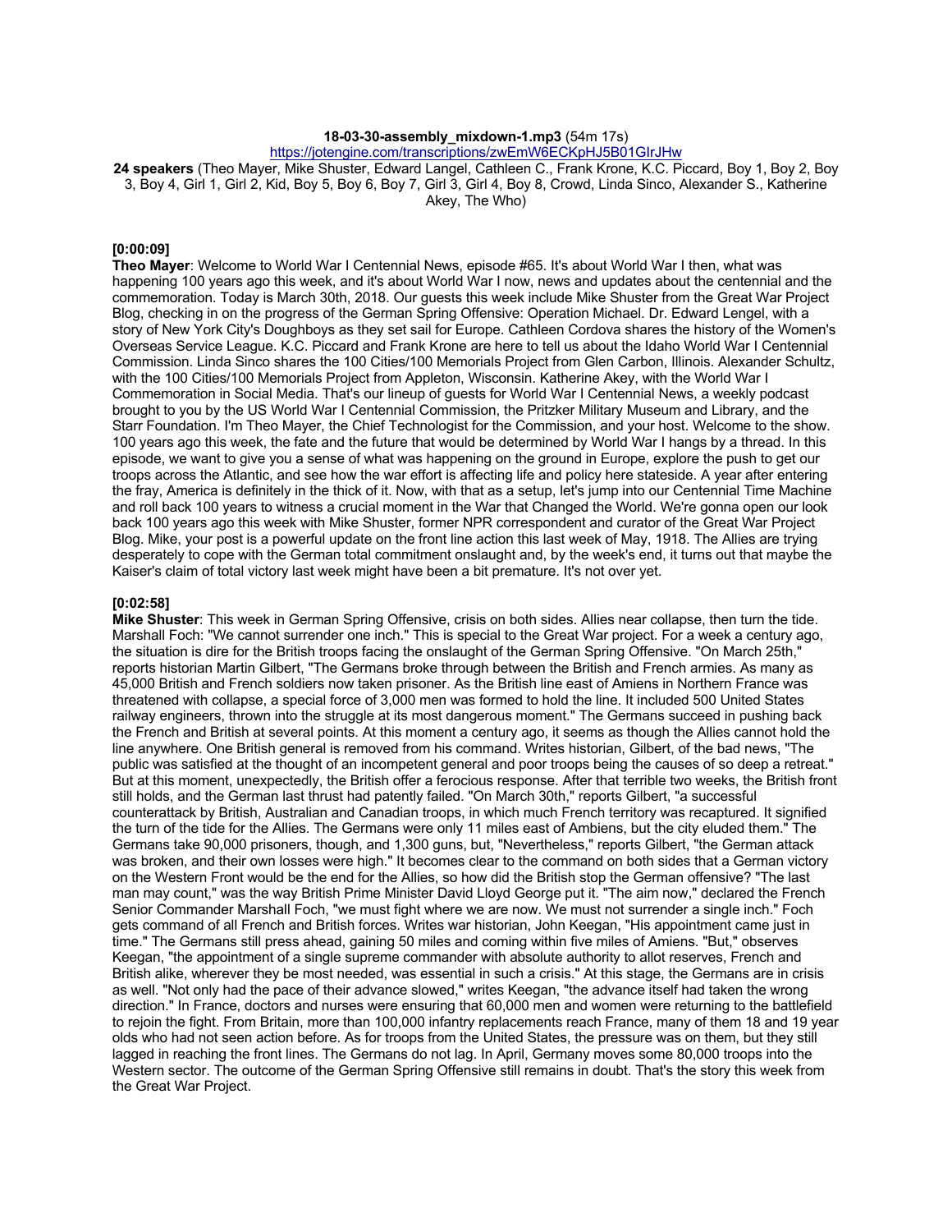**18-03-30-assembly_mixdown-1.mp3** (54m 17s)
https://jotengine.com/transcriptions/zwEmW6ECKpHJ5B01GIrJHw

**24 speakers** (Theo Mayer, Mike Shuster, Edward Langel, Cathleen C., Frank Krone, K.C. Piccard, Boy 1, Boy 2, Boy 3, Boy 4, Girl 1, Girl 2, Kid, Boy 5, Boy 6, Boy 7, Girl 3, Girl 4, Boy 8, Crowd, Linda Sinco, Alexander S., Katherine Akey, The Who)

**[0:00:09]**

**Theo Mayer**: Welcome to World War I Centennial News, episode #65. It's about World War I then, what was happening 100 years ago this week, and it's about World War I now, news and updates about the centennial and the commemoration. Today is March 30th, 2018. Our guests this week include Mike Shuster from the Great War Project Blog, checking in on the progress of the German Spring Offensive: Operation Michael. Dr. Edward Lengel, with a story of New York City's Doughboys as they set sail for Europe. Cathleen Cordova shares the history of the Women's Overseas Service League. K.C. Piccard and Frank Krone are here to tell us about the Idaho World War I Centennial Commission. Linda Sinco shares the 100 Cities/100 Memorials Project from Glen Carbon, Illinois. Alexander Schultz, with the 100 Cities/100 Memorials Project from Appleton, Wisconsin. Katherine Akey, with the World War I Commemoration in Social Media. That's our lineup of guests for World War I Centennial News, a weekly podcast brought to you by the US World War I Centennial Commission, the Pritzker Military Museum and Library, and the Starr Foundation. I'm Theo Mayer, the Chief Technologist for the Commission, and your host. Welcome to the show. 100 years ago this week, the fate and the future that would be determined by World War I hangs by a thread. In this episode, we want to give you a sense of what was happening on the ground in Europe, explore the push to get our troops across the Atlantic, and see how the war effort is affecting life and policy here stateside. A year after entering the fray, America is definitely in the thick of it. Now, with that as a setup, let's jump into our Centennial Time Machine and roll back 100 years to witness a crucial moment in the War that Changed the World. We're gonna open our look back 100 years ago this week with Mike Shuster, former NPR correspondent and curator of the Great War Project Blog. Mike, your post is a powerful update on the front line action this last week of May, 1918. The Allies are trying desperately to cope with the German total commitment onslaught and, by the week's end, it turns out that maybe the Kaiser's claim of total victory last week might have been a bit premature. It's not over yet.

**[0:02:58]**

**Mike Shuster**: This week in German Spring Offensive, crisis on both sides. Allies near collapse, then turn the tide. Marshall Foch: "We cannot surrender one inch." This is special to the Great War project. For a week a century ago, the situation is dire for the British troops facing the onslaught of the German Spring Offensive. "On March 25th," reports historian Martin Gilbert, "The Germans broke through between the British and French armies. As many as 45,000 British and French soldiers now taken prisoner. As the British line east of Amiens in Northern France was threatened with collapse, a special force of 3,000 men was formed to hold the line. It included 500 United States railway engineers, thrown into the struggle at its most dangerous moment." The Germans succeed in pushing back the French and British at several points. At this moment a century ago, it seems as though the Allies cannot hold the line anywhere. One British general is removed from his command. Writes historian, Gilbert, of the bad news, "The public was satisfied at the thought of an incompetent general and poor troops being the causes of so deep a retreat." But at this moment, unexpectedly, the British offer a ferocious response. After that terrible two weeks, the British front still holds, and the German last thrust had patently failed. "On March 30th," reports Gilbert, "a successful counterattack by British, Australian and Canadian troops, in which much French territory was recaptured. It signified the turn of the tide for the Allies. The Germans were only 11 miles east of Ambiens, but the city eluded them." The Germans take 90,000 prisoners, though, and 1,300 guns, but, "Nevertheless," reports Gilbert, "the German attack was broken, and their own losses were high." It becomes clear to the command on both sides that a German victory on the Western Front would be the end for the Allies, so how did the British stop the German offensive? "The last man may count," was the way British Prime Minister David Lloyd George put it. "The aim now," declared the French Senior Commander Marshall Foch, "we must fight where we are now. We must not surrender a single inch." Foch gets command of all French and British forces. Writes war historian, John Keegan, "His appointment came just in time." The Germans still press ahead, gaining 50 miles and coming within five miles of Amiens. "But," observes Keegan, "the appointment of a single supreme commander with absolute authority to allot reserves, French and British alike, wherever they be most needed, was essential in such a crisis." At this stage, the Germans are in crisis as well. "Not only had the pace of their advance slowed," writes Keegan, "the advance itself had taken the wrong direction." In France, doctors and nurses were ensuring that 60,000 men and women were returning to the battlefield to rejoin the fight. From Britain, more than 100,000 infantry replacements reach France, many of them 18 and 19 year olds who had not seen action before. As for troops from the United States, the pressure was on them, but they still lagged in reaching the front lines. The Germans do not lag. In April, Germany moves some 80,000 troops into the Western sector. The outcome of the German Spring Offensive still remains in doubt. That's the story this week from the Great War Project.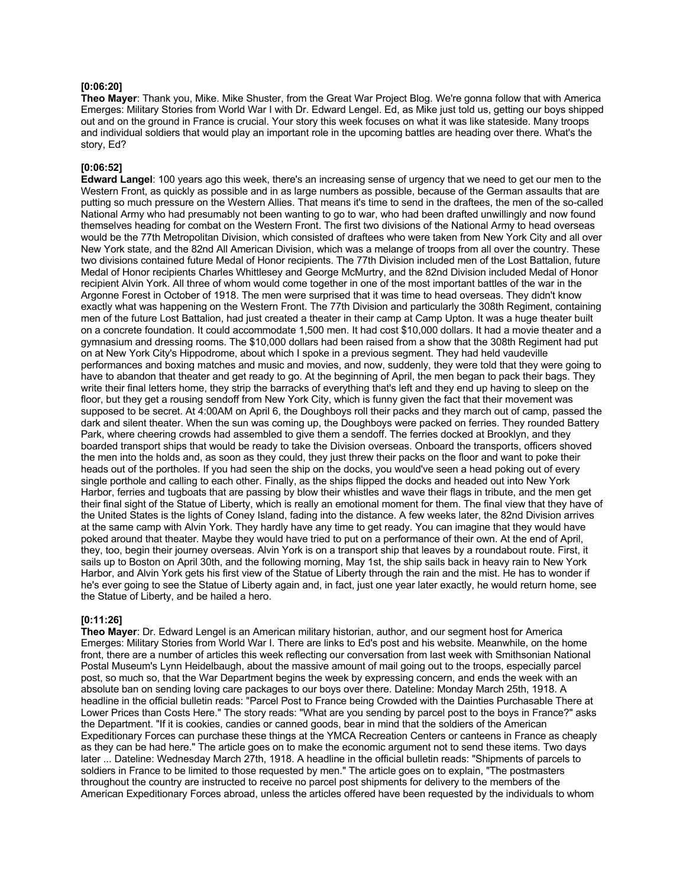**[0:06:20]**
**Theo Mayer**: Thank you, Mike. Mike Shuster, from the Great War Project Blog. We're gonna follow that with America Emerges: Military Stories from World War I with Dr. Edward Lengel. Ed, as Mike just told us, getting our boys shipped out and on the ground in France is crucial. Your story this week focuses on what it was like stateside. Many troops and individual soldiers that would play an important role in the upcoming battles are heading over there. What's the story, Ed?

**[0:06:52]**
**Edward Langel**: 100 years ago this week, there's an increasing sense of urgency that we need to get our men to the Western Front, as quickly as possible and in as large numbers as possible, because of the German assaults that are putting so much pressure on the Western Allies. That means it's time to send in the draftees, the men of the so-called National Army who had presumably not been wanting to go to war, who had been drafted unwillingly and now found themselves heading for combat on the Western Front. The first two divisions of the National Army to head overseas would be the 77th Metropolitan Division, which consisted of draftees who were taken from New York City and all over New York state, and the 82nd All American Division, which was a melange of troops from all over the country. These two divisions contained future Medal of Honor recipients. The 77th Division included men of the Lost Battalion, future Medal of Honor recipients Charles Whittlesey and George McMurtry, and the 82nd Division included Medal of Honor recipient Alvin York. All three of whom would come together in one of the most important battles of the war in the Argonne Forest in October of 1918. The men were surprised that it was time to head overseas. They didn't know exactly what was happening on the Western Front. The 77th Division and particularly the 308th Regiment, containing men of the future Lost Battalion, had just created a theater in their camp at Camp Upton. It was a huge theater built on a concrete foundation. It could accommodate 1,500 men. It had cost $10,000 dollars. It had a movie theater and a gymnasium and dressing rooms. The $10,000 dollars had been raised from a show that the 308th Regiment had put on at New York City's Hippodrome, about which I spoke in a previous segment. They had held vaudeville performances and boxing matches and music and movies, and now, suddenly, they were told that they were going to have to abandon that theater and get ready to go. At the beginning of April, the men began to pack their bags. They write their final letters home, they strip the barracks of everything that's left and they end up having to sleep on the floor, but they get a rousing sendoff from New York City, which is funny given the fact that their movement was supposed to be secret. At 4:00AM on April 6, the Doughboys roll their packs and they march out of camp, passed the dark and silent theater. When the sun was coming up, the Doughboys were packed on ferries. They rounded Battery Park, where cheering crowds had assembled to give them a sendoff. The ferries docked at Brooklyn, and they boarded transport ships that would be ready to take the Division overseas. Onboard the transports, officers shoved the men into the holds and, as soon as they could, they just threw their packs on the floor and want to poke their heads out of the portholes. If you had seen the ship on the docks, you would've seen a head poking out of every single porthole and calling to each other. Finally, as the ships flipped the docks and headed out into New York Harbor, ferries and tugboats that are passing by blow their whistles and wave their flags in tribute, and the men get their final sight of the Statue of Liberty, which is really an emotional moment for them. The final view that they have of the United States is the lights of Coney Island, fading into the distance. A few weeks later, the 82nd Division arrives at the same camp with Alvin York. They hardly have any time to get ready. You can imagine that they would have poked around that theater. Maybe they would have tried to put on a performance of their own. At the end of April, they, too, begin their journey overseas. Alvin York is on a transport ship that leaves by a roundabout route. First, it sails up to Boston on April 30th, and the following morning, May 1st, the ship sails back in heavy rain to New York Harbor, and Alvin York gets his first view of the Statue of Liberty through the rain and the mist. He has to wonder if he's ever going to see the Statue of Liberty again and, in fact, just one year later exactly, he would return home, see the Statue of Liberty, and be hailed a hero.

**[0:11:26]**
**Theo Mayer**: Dr. Edward Lengel is an American military historian, author, and our segment host for America Emerges: Military Stories from World War I. There are links to Ed's post and his website. Meanwhile, on the home front, there are a number of articles this week reflecting our conversation from last week with Smithsonian National Postal Museum's Lynn Heidelbaugh, about the massive amount of mail going out to the troops, especially parcel post, so much so, that the War Department begins the week by expressing concern, and ends the week with an absolute ban on sending loving care packages to our boys over there. Dateline: Monday March 25th, 1918. A headline in the official bulletin reads: "Parcel Post to France being Crowded with the Dainties Purchasable There at Lower Prices than Costs Here." The story reads: "What are you sending by parcel post to the boys in France?" asks the Department. "If it is cookies, candies or canned goods, bear in mind that the soldiers of the American Expeditionary Forces can purchase these things at the YMCA Recreation Centers or canteens in France as cheaply as they can be had here." The article goes on to make the economic argument not to send these items. Two days later ... Dateline: Wednesday March 27th, 1918. A headline in the official bulletin reads: "Shipments of parcels to soldiers in France to be limited to those requested by men." The article goes on to explain, "The postmasters throughout the country are instructed to receive no parcel post shipments for delivery to the members of the American Expeditionary Forces abroad, unless the articles offered have been requested by the individuals to whom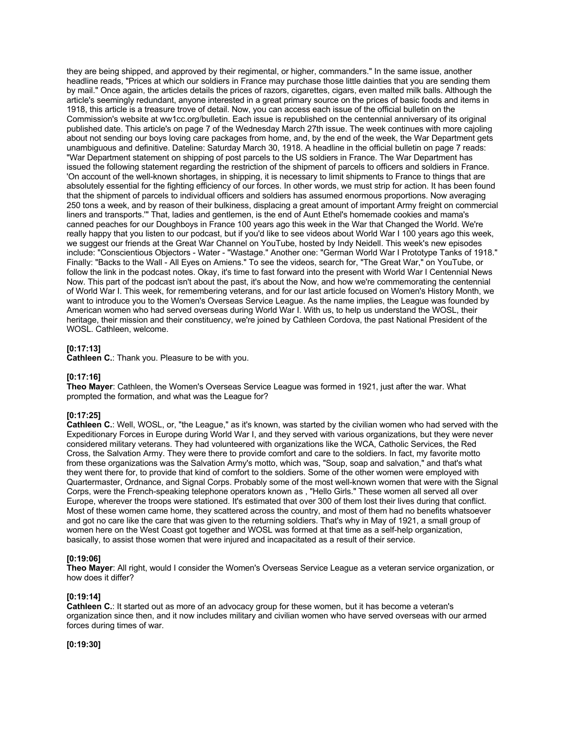they are being shipped, and approved by their regimental, or higher, commanders." In the same issue, another headline reads, "Prices at which our soldiers in France may purchase those little dainties that you are sending them by mail." Once again, the articles details the prices of razors, cigarettes, cigars, even malted milk balls. Although the article's seemingly redundant, anyone interested in a great primary source on the prices of basic foods and items in 1918, this article is a treasure trove of detail. Now, you can access each issue of the official bulletin on the Commission's website at ww1cc.org/bulletin. Each issue is republished on the centennial anniversary of its original published date. This article's on page 7 of the Wednesday March 27th issue. The week continues with more cajoling about not sending our boys loving care packages from home, and, by the end of the week, the War Department gets unambiguous and definitive. Dateline: Saturday March 30, 1918. A headline in the official bulletin on page 7 reads: "War Department statement on shipping of post parcels to the US soldiers in France. The War Department has issued the following statement regarding the restriction of the shipment of parcels to officers and soldiers in France. 'On account of the well-known shortages, in shipping, it is necessary to limit shipments to France to things that are absolutely essential for the fighting efficiency of our forces. In other words, we must strip for action. It has been found that the shipment of parcels to individual officers and soldiers has assumed enormous proportions. Now averaging 250 tons a week, and by reason of their bulkiness, displacing a great amount of important Army freight on commercial liners and transports.'" That, ladies and gentlemen, is the end of Aunt Ethel's homemade cookies and mama's canned peaches for our Doughboys in France 100 years ago this week in the War that Changed the World. We're really happy that you listen to our podcast, but if you'd like to see videos about World War I 100 years ago this week, we suggest our friends at the Great War Channel on YouTube, hosted by Indy Neidell. This week's new episodes include: "Conscientious Objectors - Water - "Wastage." Another one: "German World War I Prototype Tanks of 1918." Finally: "Backs to the Wall - All Eyes on Amiens." To see the videos, search for, "The Great War," on YouTube, or follow the link in the podcast notes. Okay, it's time to fast forward into the present with World War I Centennial News Now. This part of the podcast isn't about the past, it's about the Now, and how we're commemorating the centennial of World War I. This week, for remembering veterans, and for our last article focused on Women's History Month, we want to introduce you to the Women's Overseas Service League. As the name implies, the League was founded by American women who had served overseas during World War I. With us, to help us understand the WOSL, their heritage, their mission and their constituency, we're joined by Cathleen Cordova, the past National President of the WOSL. Cathleen, welcome.

**[0:17:13]**
**Cathleen C.**: Thank you. Pleasure to be with you.

**[0:17:16]**
**Theo Mayer**: Cathleen, the Women's Overseas Service League was formed in 1921, just after the war. What prompted the formation, and what was the League for?

**[0:17:25]**
**Cathleen C.**: Well, WOSL, or, "the League," as it's known, was started by the civilian women who had served with the Expeditionary Forces in Europe during World War I, and they served with various organizations, but they were never considered military veterans. They had volunteered with organizations like the WCA, Catholic Services, the Red Cross, the Salvation Army. They were there to provide comfort and care to the soldiers. In fact, my favorite motto from these organizations was the Salvation Army's motto, which was, "Soup, soap and salvation," and that's what they went there for, to provide that kind of comfort to the soldiers. Some of the other women were employed with Quartermaster, Ordnance, and Signal Corps. Probably some of the most well-known women that were with the Signal Corps, were the French-speaking telephone operators known as , "Hello Girls." These women all served all over Europe, wherever the troops were stationed. It's estimated that over 300 of them lost their lives during that conflict. Most of these women came home, they scattered across the country, and most of them had no benefits whatsoever and got no care like the care that was given to the returning soldiers. That's why in May of 1921, a small group of women here on the West Coast got together and WOSL was formed at that time as a self-help organization, basically, to assist those women that were injured and incapacitated as a result of their service.

**[0:19:06]**
**Theo Mayer**: All right, would I consider the Women's Overseas Service League as a veteran service organization, or how does it differ?

**[0:19:14]**
**Cathleen C.**: It started out as more of an advocacy group for these women, but it has become a veteran's organization since then, and it now includes military and civilian women who have served overseas with our armed forces during times of war.

**[0:19:30]**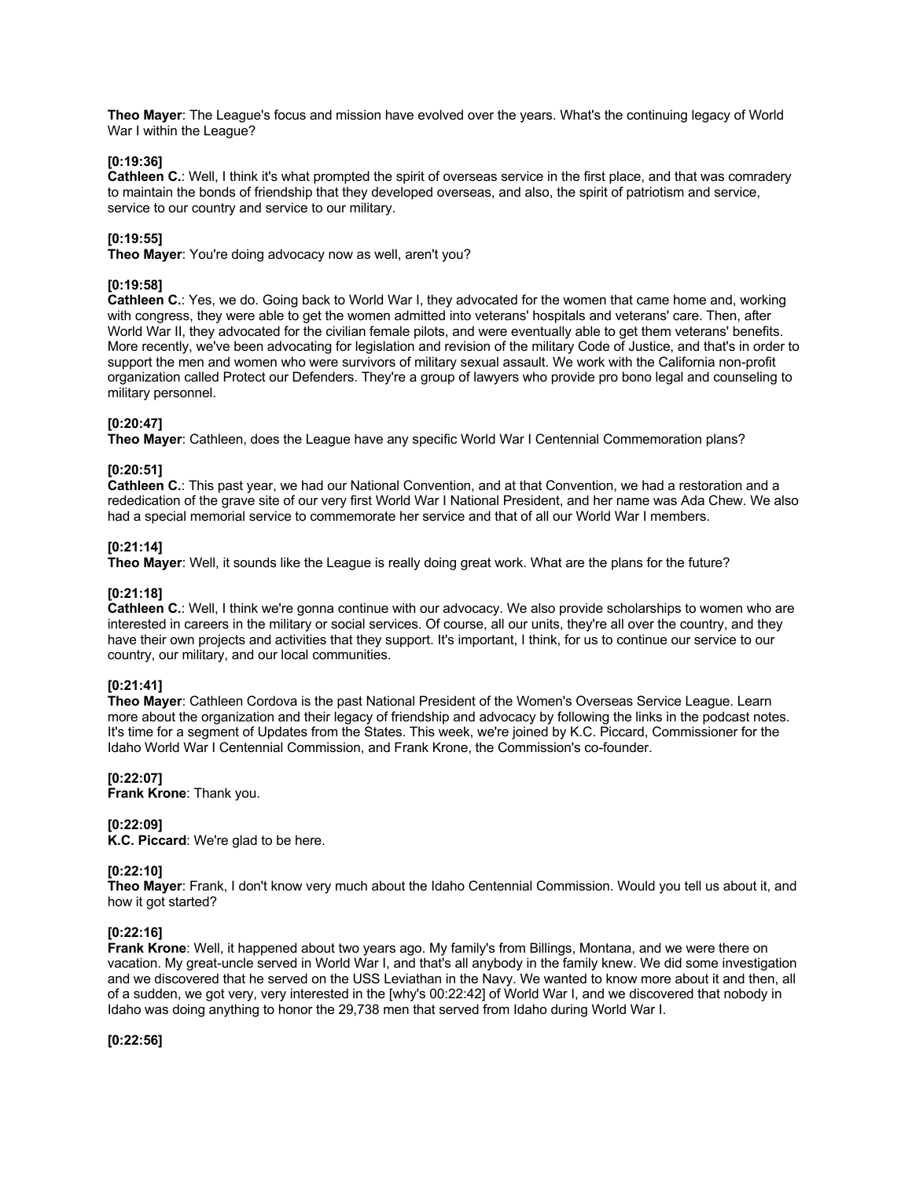**Theo Mayer**: The League's focus and mission have evolved over the years. What's the continuing legacy of World War I within the League?

**[0:19:36]**
**Cathleen C.**: Well, I think it's what prompted the spirit of overseas service in the first place, and that was comradery to maintain the bonds of friendship that they developed overseas, and also, the spirit of patriotism and service, service to our country and service to our military.

**[0:19:55]**
**Theo Mayer**: You're doing advocacy now as well, aren't you?

**[0:19:58]**
**Cathleen C.**: Yes, we do. Going back to World War I, they advocated for the women that came home and, working with congress, they were able to get the women admitted into veterans' hospitals and veterans' care. Then, after World War II, they advocated for the civilian female pilots, and were eventually able to get them veterans' benefits. More recently, we've been advocating for legislation and revision of the military Code of Justice, and that's in order to support the men and women who were survivors of military sexual assault. We work with the California non-profit organization called Protect our Defenders. They're a group of lawyers who provide pro bono legal and counseling to military personnel.

**[0:20:47]**
**Theo Mayer**: Cathleen, does the League have any specific World War I Centennial Commemoration plans?

**[0:20:51]**
**Cathleen C.**: This past year, we had our National Convention, and at that Convention, we had a restoration and a rededication of the grave site of our very first World War I National President, and her name was Ada Chew. We also had a special memorial service to commemorate her service and that of all our World War I members.

**[0:21:14]**
**Theo Mayer**: Well, it sounds like the League is really doing great work. What are the plans for the future?

**[0:21:18]**
**Cathleen C.**: Well, I think we're gonna continue with our advocacy. We also provide scholarships to women who are interested in careers in the military or social services. Of course, all our units, they're all over the country, and they have their own projects and activities that they support. It's important, I think, for us to continue our service to our country, our military, and our local communities.

**[0:21:41]**
**Theo Mayer**: Cathleen Cordova is the past National President of the Women's Overseas Service League. Learn more about the organization and their legacy of friendship and advocacy by following the links in the podcast notes. It's time for a segment of Updates from the States. This week, we're joined by K.C. Piccard, Commissioner for the Idaho World War I Centennial Commission, and Frank Krone, the Commission's co-founder.

**[0:22:07]**
**Frank Krone**: Thank you.

**[0:22:09]**
**K.C. Piccard**: We're glad to be here.

**[0:22:10]**
**Theo Mayer**: Frank, I don't know very much about the Idaho Centennial Commission. Would you tell us about it, and how it got started?

**[0:22:16]**
**Frank Krone**: Well, it happened about two years ago. My family's from Billings, Montana, and we were there on vacation. My great-uncle served in World War I, and that's all anybody in the family knew. We did some investigation and we discovered that he served on the USS Leviathan in the Navy. We wanted to know more about it and then, all of a sudden, we got very, very interested in the [why's 00:22:42] of World War I, and we discovered that nobody in Idaho was doing anything to honor the 29,738 men that served from Idaho during World War I.

**[0:22:56]**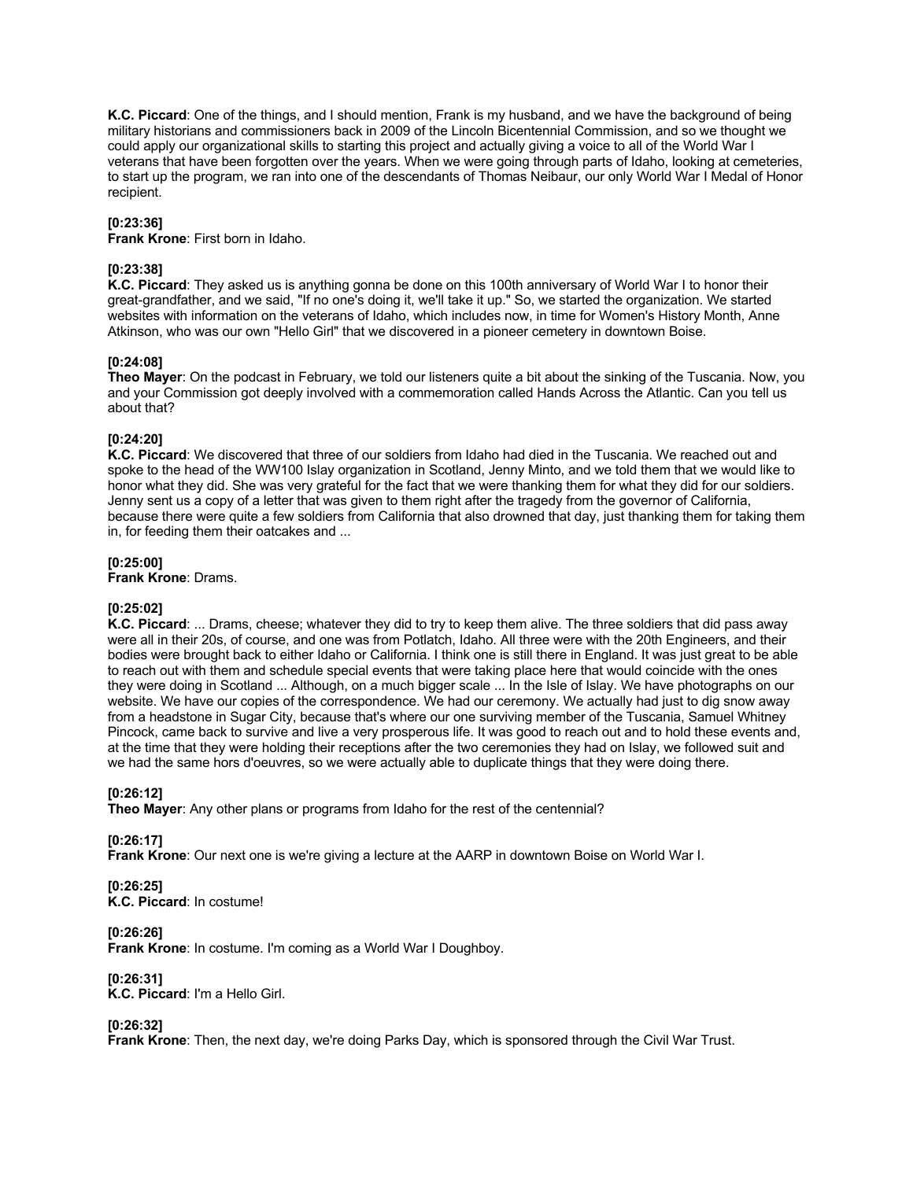**K.C. Piccard**: One of the things, and I should mention, Frank is my husband, and we have the background of being military historians and commissioners back in 2009 of the Lincoln Bicentennial Commission, and so we thought we could apply our organizational skills to starting this project and actually giving a voice to all of the World War I veterans that have been forgotten over the years. When we were going through parts of Idaho, looking at cemeteries, to start up the program, we ran into one of the descendants of Thomas Neibaur, our only World War I Medal of Honor recipient.

**[0:23:36]**
**Frank Krone**: First born in Idaho.

**[0:23:38]**
**K.C. Piccard**: They asked us is anything gonna be done on this 100th anniversary of World War I to honor their great-grandfather, and we said, "If no one's doing it, we'll take it up." So, we started the organization. We started websites with information on the veterans of Idaho, which includes now, in time for Women's History Month, Anne Atkinson, who was our own "Hello Girl" that we discovered in a pioneer cemetery in downtown Boise.

**[0:24:08]**
**Theo Mayer**: On the podcast in February, we told our listeners quite a bit about the sinking of the Tuscania. Now, you and your Commission got deeply involved with a commemoration called Hands Across the Atlantic. Can you tell us about that?

**[0:24:20]**
**K.C. Piccard**: We discovered that three of our soldiers from Idaho had died in the Tuscania. We reached out and spoke to the head of the WW100 Islay organization in Scotland, Jenny Minto, and we told them that we would like to honor what they did. She was very grateful for the fact that we were thanking them for what they did for our soldiers. Jenny sent us a copy of a letter that was given to them right after the tragedy from the governor of California, because there were quite a few soldiers from California that also drowned that day, just thanking them for taking them in, for feeding them their oatcakes and ...

**[0:25:00]**
**Frank Krone**: Drams.

**[0:25:02]**
**K.C. Piccard**: ... Drams, cheese; whatever they did to try to keep them alive. The three soldiers that did pass away were all in their 20s, of course, and one was from Potlatch, Idaho. All three were with the 20th Engineers, and their bodies were brought back to either Idaho or California. I think one is still there in England. It was just great to be able to reach out with them and schedule special events that were taking place here that would coincide with the ones they were doing in Scotland ... Although, on a much bigger scale ... In the Isle of Islay. We have photographs on our website. We have our copies of the correspondence. We had our ceremony. We actually had just to dig snow away from a headstone in Sugar City, because that's where our one surviving member of the Tuscania, Samuel Whitney Pincock, came back to survive and live a very prosperous life. It was good to reach out and to hold these events and, at the time that they were holding their receptions after the two ceremonies they had on Islay, we followed suit and we had the same hors d'oeuvres, so we were actually able to duplicate things that they were doing there.

**[0:26:12]**
**Theo Mayer**: Any other plans or programs from Idaho for the rest of the centennial?

**[0:26:17]**
**Frank Krone**: Our next one is we're giving a lecture at the AARP in downtown Boise on World War I.

**[0:26:25]**
**K.C. Piccard**: In costume!

**[0:26:26]**
**Frank Krone**: In costume. I'm coming as a World War I Doughboy.

**[0:26:31]**
**K.C. Piccard**: I'm a Hello Girl.

**[0:26:32]**
**Frank Krone**: Then, the next day, we're doing Parks Day, which is sponsored through the Civil War Trust.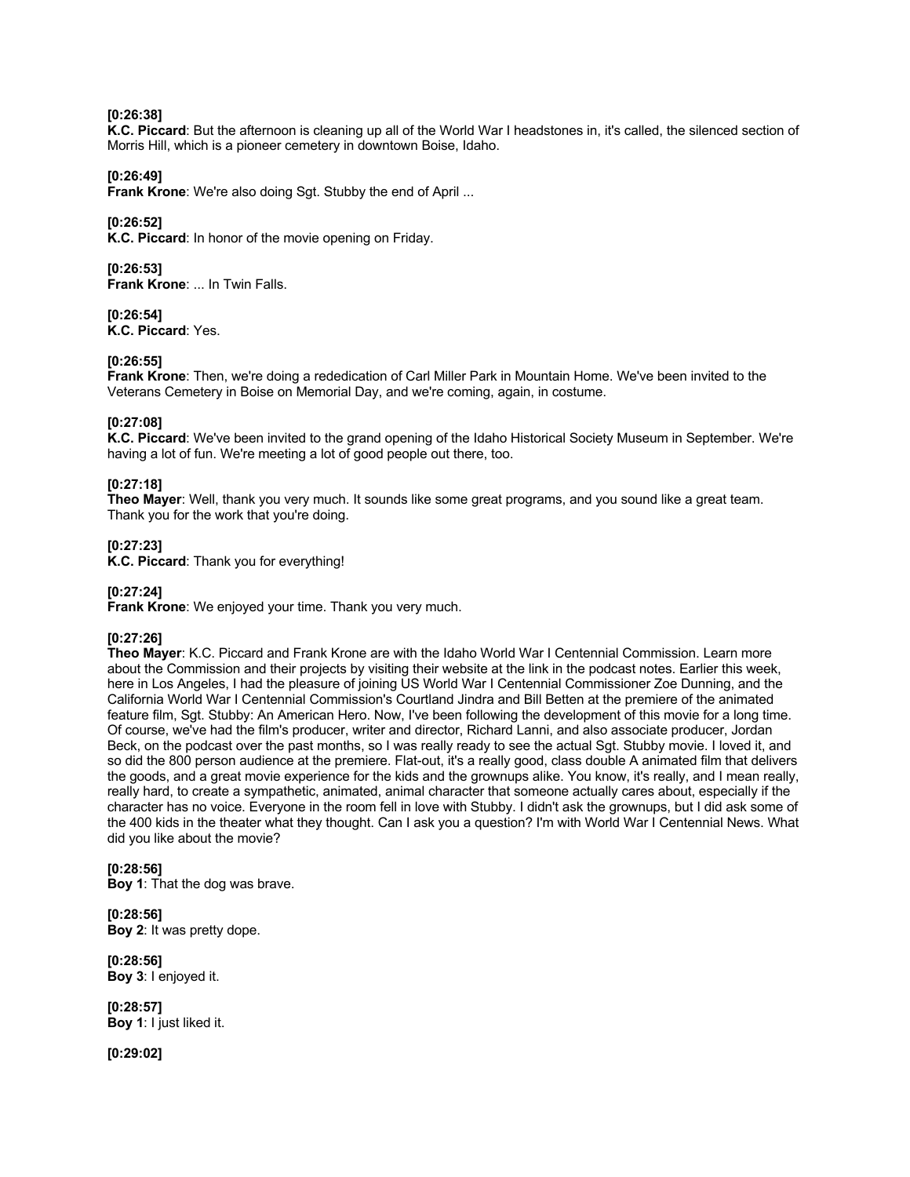**[0:26:38]**
**K.C. Piccard**: But the afternoon is cleaning up all of the World War I headstones in, it's called, the silenced section of Morris Hill, which is a pioneer cemetery in downtown Boise, Idaho.

**[0:26:49]**
**Frank Krone**: We're also doing Sgt. Stubby the end of April ...

**[0:26:52]**
**K.C. Piccard**: In honor of the movie opening on Friday.

**[0:26:53]**
**Frank Krone**: ... In Twin Falls.

**[0:26:54]**
**K.C. Piccard**: Yes.

**[0:26:55]**
**Frank Krone**: Then, we're doing a rededication of Carl Miller Park in Mountain Home. We've been invited to the Veterans Cemetery in Boise on Memorial Day, and we're coming, again, in costume.

**[0:27:08]**
**K.C. Piccard**: We've been invited to the grand opening of the Idaho Historical Society Museum in September. We're having a lot of fun. We're meeting a lot of good people out there, too.

**[0:27:18]**
**Theo Mayer**: Well, thank you very much. It sounds like some great programs, and you sound like a great team. Thank you for the work that you're doing.

**[0:27:23]**
**K.C. Piccard**: Thank you for everything!

**[0:27:24]**
**Frank Krone**: We enjoyed your time. Thank you very much.

**[0:27:26]**
**Theo Mayer**: K.C. Piccard and Frank Krone are with the Idaho World War I Centennial Commission. Learn more about the Commission and their projects by visiting their website at the link in the podcast notes. Earlier this week, here in Los Angeles, I had the pleasure of joining US World War I Centennial Commissioner Zoe Dunning, and the California World War I Centennial Commission's Courtland Jindra and Bill Betten at the premiere of the animated feature film, Sgt. Stubby: An American Hero. Now, I've been following the development of this movie for a long time. Of course, we've had the film's producer, writer and director, Richard Lanni, and also associate producer, Jordan Beck, on the podcast over the past months, so I was really ready to see the actual Sgt. Stubby movie. I loved it, and so did the 800 person audience at the premiere. Flat-out, it's a really good, class double A animated film that delivers the goods, and a great movie experience for the kids and the grownups alike. You know, it's really, and I mean really, really hard, to create a sympathetic, animated, animal character that someone actually cares about, especially if the character has no voice. Everyone in the room fell in love with Stubby. I didn't ask the grownups, but I did ask some of the 400 kids in the theater what they thought. Can I ask you a question? I'm with World War I Centennial News. What did you like about the movie?

**[0:28:56]**
**Boy 1**: That the dog was brave.

**[0:28:56]**
**Boy 2**: It was pretty dope.

**[0:28:56]**
**Boy 3**: I enjoyed it.

**[0:28:57]**
**Boy 1**: I just liked it.

**[0:29:02]**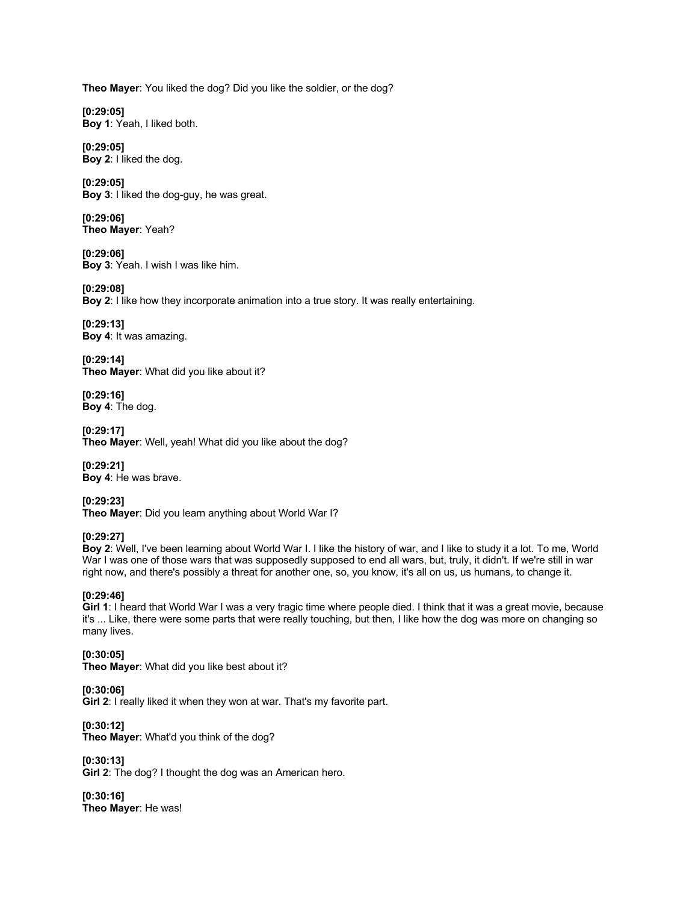**Theo Mayer**: You liked the dog? Did you like the soldier, or the dog?

**[0:29:05]**
**Boy 1**: Yeah, I liked both.

**[0:29:05]**
**Boy 2**: I liked the dog.

**[0:29:05]**
**Boy 3**: I liked the dog-guy, he was great.

**[0:29:06]**
**Theo Mayer**: Yeah?

**[0:29:06]**
**Boy 3**: Yeah. I wish I was like him.

**[0:29:08]**
**Boy 2**: I like how they incorporate animation into a true story. It was really entertaining.

**[0:29:13]**
**Boy 4**: It was amazing.

**[0:29:14]**
**Theo Mayer**: What did you like about it?

**[0:29:16]**
**Boy 4**: The dog.

**[0:29:17]**
**Theo Mayer**: Well, yeah! What did you like about the dog?

**[0:29:21]**
**Boy 4**: He was brave.

**[0:29:23]**
**Theo Mayer**: Did you learn anything about World War I?

**[0:29:27]**
**Boy 2**: Well, I've been learning about World War I. I like the history of war, and I like to study it a lot. To me, World War I was one of those wars that was supposedly supposed to end all wars, but, truly, it didn't. If we're still in war right now, and there's possibly a threat for another one, so, you know, it's all on us, us humans, to change it.

**[0:29:46]**
**Girl 1**: I heard that World War I was a very tragic time where people died. I think that it was a great movie, because it's ... Like, there were some parts that were really touching, but then, I like how the dog was more on changing so many lives.

**[0:30:05]**
**Theo Mayer**: What did you like best about it?

**[0:30:06]**
**Girl 2**: I really liked it when they won at war. That's my favorite part.

**[0:30:12]**
**Theo Mayer**: What'd you think of the dog?

**[0:30:13]**
**Girl 2**: The dog? I thought the dog was an American hero.

**[0:30:16]**
**Theo Mayer**: He was!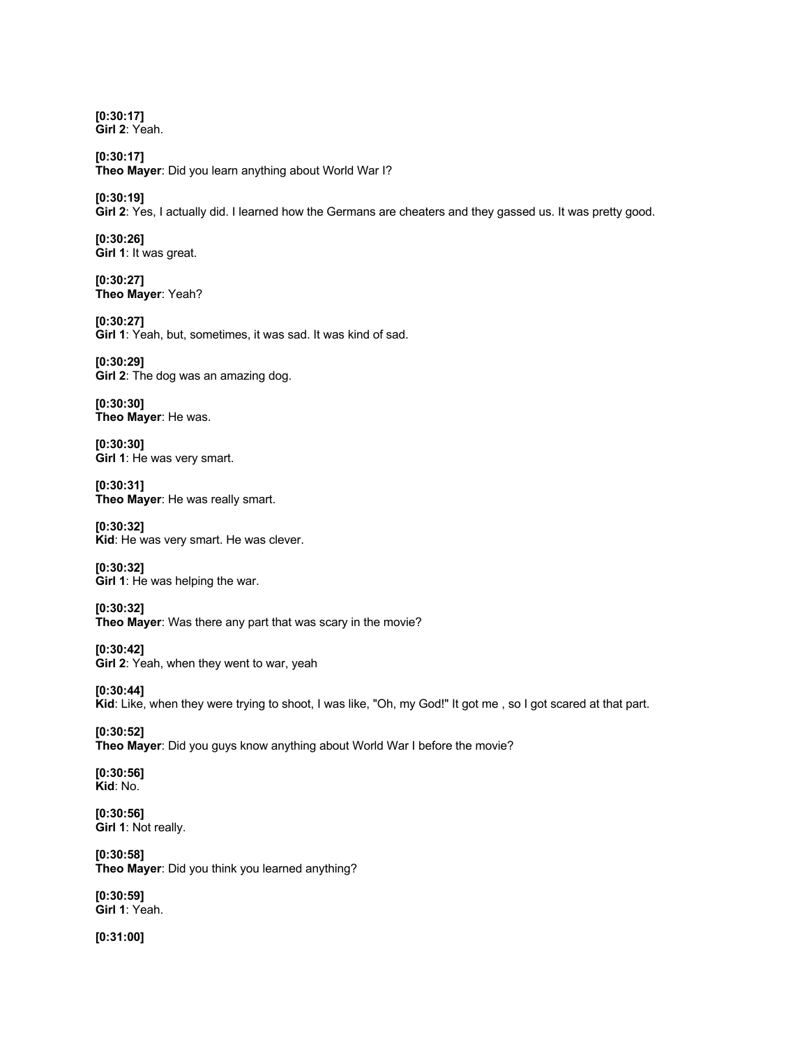**[0:30:17]**
**Girl 2**: Yeah.

**[0:30:17]**
**Theo Mayer**: Did you learn anything about World War I?

**[0:30:19]**
**Girl 2**: Yes, I actually did. I learned how the Germans are cheaters and they gassed us. It was pretty good.

**[0:30:26]**
**Girl 1**: It was great.

**[0:30:27]**
**Theo Mayer**: Yeah?

**[0:30:27]**
**Girl 1**: Yeah, but, sometimes, it was sad. It was kind of sad.

**[0:30:29]**
**Girl 2**: The dog was an amazing dog.

**[0:30:30]**
**Theo Mayer**: He was.

**[0:30:30]**
**Girl 1**: He was very smart.

**[0:30:31]**
**Theo Mayer**: He was really smart.

**[0:30:32]**
**Kid**: He was very smart. He was clever.

**[0:30:32]**
**Girl 1**: He was helping the war.

**[0:30:32]**
**Theo Mayer**: Was there any part that was scary in the movie?

**[0:30:42]**
**Girl 2**: Yeah, when they went to war, yeah

**[0:30:44]**
**Kid**: Like, when they were trying to shoot, I was like, "Oh, my God!" It got me , so I got scared at that part.

**[0:30:52]**
**Theo Mayer**: Did you guys know anything about World War I before the movie?

**[0:30:56]**
**Kid**: No.

**[0:30:56]**
**Girl 1**: Not really.

**[0:30:58]**
**Theo Mayer**: Did you think you learned anything?

**[0:30:59]**
**Girl 1**: Yeah.

**[0:31:00]**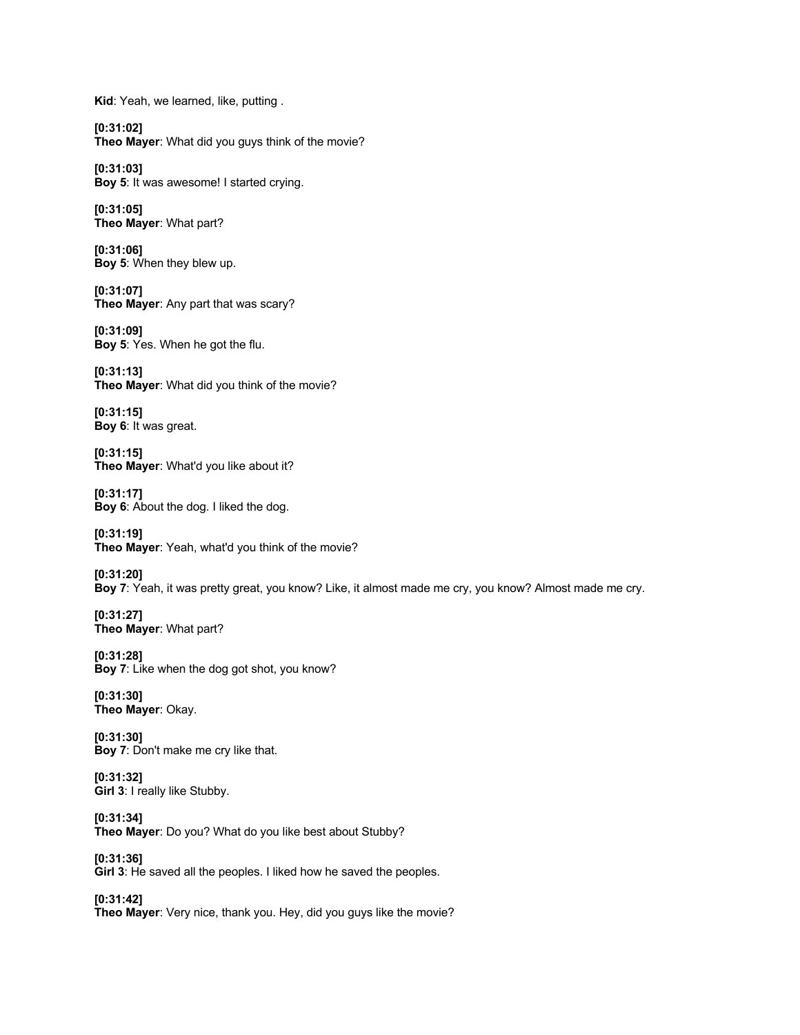**Kid**: Yeah, we learned, like, putting .

**[0:31:02]**
**Theo Mayer**: What did you guys think of the movie?

**[0:31:03]**
**Boy 5**: It was awesome! I started crying.

**[0:31:05]**
**Theo Mayer**: What part?

**[0:31:06]**
**Boy 5**: When they blew up.

**[0:31:07]**
**Theo Mayer**: Any part that was scary?

**[0:31:09]**
**Boy 5**: Yes. When he got the flu.

**[0:31:13]**
**Theo Mayer**: What did you think of the movie?

**[0:31:15]**
**Boy 6**: It was great.

**[0:31:15]**
**Theo Mayer**: What'd you like about it?

**[0:31:17]**
**Boy 6**: About the dog. I liked the dog.

**[0:31:19]**
**Theo Mayer**: Yeah, what'd you think of the movie?

**[0:31:20]**
**Boy 7**: Yeah, it was pretty great, you know? Like, it almost made me cry, you know? Almost made me cry.

**[0:31:27]**
**Theo Mayer**: What part?

**[0:31:28]**
**Boy 7**: Like when the dog got shot, you know?

**[0:31:30]**
**Theo Mayer**: Okay.

**[0:31:30]**
**Boy 7**: Don't make me cry like that.

**[0:31:32]**
**Girl 3**: I really like Stubby.

**[0:31:34]**
**Theo Mayer**: Do you? What do you like best about Stubby?

**[0:31:36]**
**Girl 3**: He saved all the peoples. I liked how he saved the peoples.

**[0:31:42]**
**Theo Mayer**: Very nice, thank you. Hey, did you guys like the movie?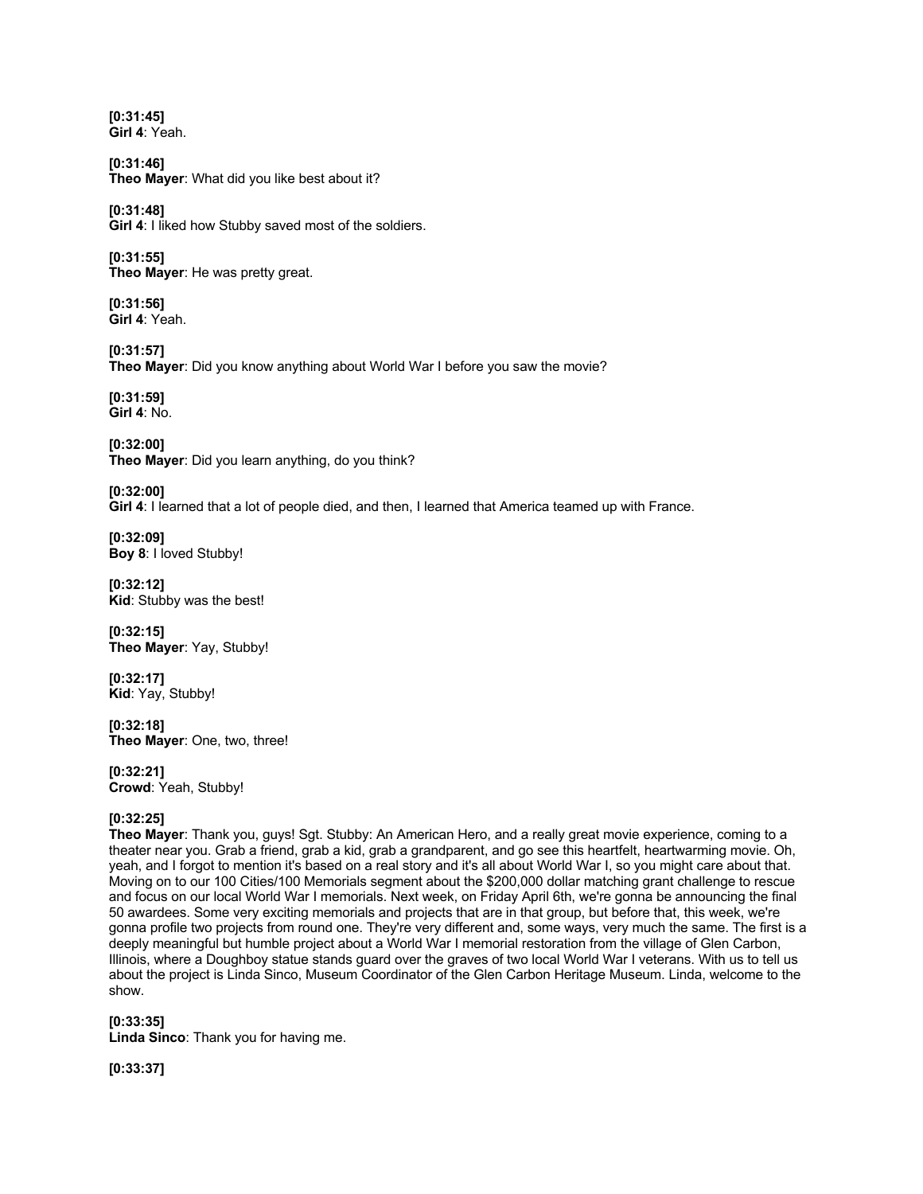**[0:31:45]**
**Girl 4**: Yeah.

**[0:31:46]**
**Theo Mayer**: What did you like best about it?

**[0:31:48]**
**Girl 4**: I liked how Stubby saved most of the soldiers.

**[0:31:55]**
**Theo Mayer**: He was pretty great.

**[0:31:56]**
**Girl 4**: Yeah.

**[0:31:57]**
**Theo Mayer**: Did you know anything about World War I before you saw the movie?

**[0:31:59]**
**Girl 4**: No.

**[0:32:00]**
**Theo Mayer**: Did you learn anything, do you think?

**[0:32:00]**
**Girl 4**: I learned that a lot of people died, and then, I learned that America teamed up with France.

**[0:32:09]**
**Boy 8**: I loved Stubby!

**[0:32:12]**
**Kid**: Stubby was the best!

**[0:32:15]**
**Theo Mayer**: Yay, Stubby!

**[0:32:17]**
**Kid**: Yay, Stubby!

**[0:32:18]**
**Theo Mayer**: One, two, three!

**[0:32:21]**
**Crowd**: Yeah, Stubby!

**[0:32:25]**
**Theo Mayer**: Thank you, guys! Sgt. Stubby: An American Hero, and a really great movie experience, coming to a theater near you. Grab a friend, grab a kid, grab a grandparent, and go see this heartfelt, heartwarming movie. Oh, yeah, and I forgot to mention it's based on a real story and it's all about World War I, so you might care about that. Moving on to our 100 Cities/100 Memorials segment about the $200,000 dollar matching grant challenge to rescue and focus on our local World War I memorials. Next week, on Friday April 6th, we're gonna be announcing the final 50 awardees. Some very exciting memorials and projects that are in that group, but before that, this week, we're gonna profile two projects from round one. They're very different and, some ways, very much the same. The first is a deeply meaningful but humble project about a World War I memorial restoration from the village of Glen Carbon, Illinois, where a Doughboy statue stands guard over the graves of two local World War I veterans. With us to tell us about the project is Linda Sinco, Museum Coordinator of the Glen Carbon Heritage Museum. Linda, welcome to the show.

**[0:33:35]**
**Linda Sinco**: Thank you for having me.

**[0:33:37]**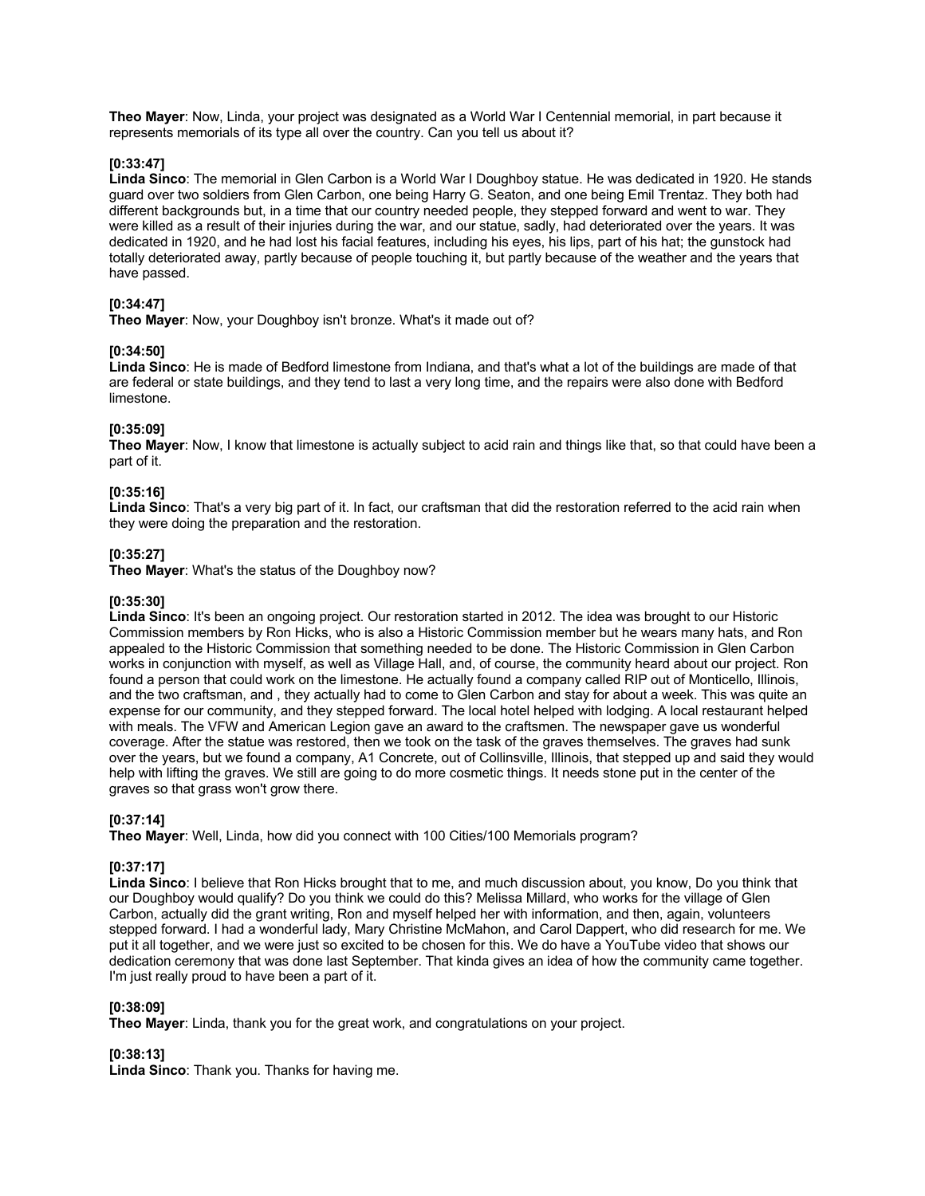**Theo Mayer**: Now, Linda, your project was designated as a World War I Centennial memorial, in part because it represents memorials of its type all over the country. Can you tell us about it?

**[0:33:47]**
**Linda Sinco**: The memorial in Glen Carbon is a World War I Doughboy statue. He was dedicated in 1920. He stands guard over two soldiers from Glen Carbon, one being Harry G. Seaton, and one being Emil Trentaz. They both had different backgrounds but, in a time that our country needed people, they stepped forward and went to war. They were killed as a result of their injuries during the war, and our statue, sadly, had deteriorated over the years. It was dedicated in 1920, and he had lost his facial features, including his eyes, his lips, part of his hat; the gunstock had totally deteriorated away, partly because of people touching it, but partly because of the weather and the years that have passed.

**[0:34:47]**
**Theo Mayer**: Now, your Doughboy isn't bronze. What's it made out of?

**[0:34:50]**
**Linda Sinco**: He is made of Bedford limestone from Indiana, and that's what a lot of the buildings are made of that are federal or state buildings, and they tend to last a very long time, and the repairs were also done with Bedford limestone.

**[0:35:09]**
**Theo Mayer**: Now, I know that limestone is actually subject to acid rain and things like that, so that could have been a part of it.

**[0:35:16]**
**Linda Sinco**: That's a very big part of it. In fact, our craftsman that did the restoration referred to the acid rain when they were doing the preparation and the restoration.

**[0:35:27]**
**Theo Mayer**: What's the status of the Doughboy now?

**[0:35:30]**
**Linda Sinco**: It's been an ongoing project. Our restoration started in 2012. The idea was brought to our Historic Commission members by Ron Hicks, who is also a Historic Commission member but he wears many hats, and Ron appealed to the Historic Commission that something needed to be done. The Historic Commission in Glen Carbon works in conjunction with myself, as well as Village Hall, and, of course, the community heard about our project. Ron found a person that could work on the limestone. He actually found a company called RIP out of Monticello, Illinois, and the two craftsman, and , they actually had to come to Glen Carbon and stay for about a week. This was quite an expense for our community, and they stepped forward. The local hotel helped with lodging. A local restaurant helped with meals. The VFW and American Legion gave an award to the craftsmen. The newspaper gave us wonderful coverage. After the statue was restored, then we took on the task of the graves themselves. The graves had sunk over the years, but we found a company, A1 Concrete, out of Collinsville, Illinois, that stepped up and said they would help with lifting the graves. We still are going to do more cosmetic things. It needs stone put in the center of the graves so that grass won't grow there.

**[0:37:14]**
**Theo Mayer**: Well, Linda, how did you connect with 100 Cities/100 Memorials program?

**[0:37:17]**
**Linda Sinco**: I believe that Ron Hicks brought that to me, and much discussion about, you know, Do you think that our Doughboy would qualify? Do you think we could do this? Melissa Millard, who works for the village of Glen Carbon, actually did the grant writing, Ron and myself helped her with information, and then, again, volunteers stepped forward. I had a wonderful lady, Mary Christine McMahon, and Carol Dappert, who did research for me. We put it all together, and we were just so excited to be chosen for this. We do have a YouTube video that shows our dedication ceremony that was done last September. That kinda gives an idea of how the community came together. I'm just really proud to have been a part of it.

**[0:38:09]**
**Theo Mayer**: Linda, thank you for the great work, and congratulations on your project.

**[0:38:13]**
**Linda Sinco**: Thank you. Thanks for having me.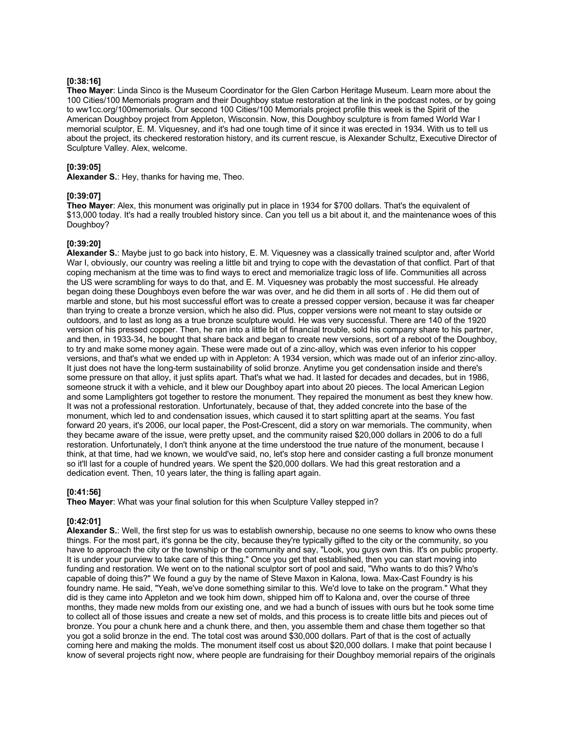**[0:38:16]**
**Theo Mayer**: Linda Sinco is the Museum Coordinator for the Glen Carbon Heritage Museum. Learn more about the 100 Cities/100 Memorials program and their Doughboy statue restoration at the link in the podcast notes, or by going to ww1cc.org/100memorials. Our second 100 Cities/100 Memorials project profile this week is the Spirit of the American Doughboy project from Appleton, Wisconsin. Now, this Doughboy sculpture is from famed World War I memorial sculptor, E. M. Viquesney, and it's had one tough time of it since it was erected in 1934. With us to tell us about the project, its checkered restoration history, and its current rescue, is Alexander Schultz, Executive Director of Sculpture Valley. Alex, welcome.

**[0:39:05]**
**Alexander S.**: Hey, thanks for having me, Theo.

**[0:39:07]**
**Theo Mayer**: Alex, this monument was originally put in place in 1934 for $700 dollars. That's the equivalent of $13,000 today. It's had a really troubled history since. Can you tell us a bit about it, and the maintenance woes of this Doughboy?

**[0:39:20]**
**Alexander S.**: Maybe just to go back into history, E. M. Viquesney was a classically trained sculptor and, after World War I, obviously, our country was reeling a little bit and trying to cope with the devastation of that conflict. Part of that coping mechanism at the time was to find ways to erect and memorialize tragic loss of life. Communities all across the US were scrambling for ways to do that, and E. M. Viquesney was probably the most successful. He already began doing these Doughboys even before the war was over, and he did them in all sorts of . He did them out of marble and stone, but his most successful effort was to create a pressed copper version, because it was far cheaper than trying to create a bronze version, which he also did. Plus, copper versions were not meant to stay outside or outdoors, and to last as long as a true bronze sculpture would. He was very successful. There are 140 of the 1920 version of his pressed copper. Then, he ran into a little bit of financial trouble, sold his company share to his partner, and then, in 1933-34, he bought that share back and began to create new versions, sort of a reboot of the Doughboy, to try and make some money again. These were made out of a zinc-alloy, which was even inferior to his copper versions, and that's what we ended up with in Appleton: A 1934 version, which was made out of an inferior zinc-alloy. It just does not have the long-term sustainability of solid bronze. Anytime you get condensation inside and there's some pressure on that alloy, it just splits apart. That's what we had. It lasted for decades and decades, but in 1986, someone struck it with a vehicle, and it blew our Doughboy apart into about 20 pieces. The local American Legion and some Lamplighters got together to restore the monument. They repaired the monument as best they knew how. It was not a professional restoration. Unfortunately, because of that, they added concrete into the base of the monument, which led to and condensation issues, which caused it to start splitting apart at the seams. You fast forward 20 years, it's 2006, our local paper, the Post-Crescent, did a story on war memorials. The community, when they became aware of the issue, were pretty upset, and the community raised $20,000 dollars in 2006 to do a full restoration. Unfortunately, I don't think anyone at the time understood the true nature of the monument, because I think, at that time, had we known, we would've said, no, let's stop here and consider casting a full bronze monument so it'll last for a couple of hundred years. We spent the $20,000 dollars. We had this great restoration and a dedication event. Then, 10 years later, the thing is falling apart again.

**[0:41:56]**
**Theo Mayer**: What was your final solution for this when Sculpture Valley stepped in?

**[0:42:01]**
**Alexander S.**: Well, the first step for us was to establish ownership, because no one seems to know who owns these things. For the most part, it's gonna be the city, because they're typically gifted to the city or the community, so you have to approach the city or the township or the community and say, "Look, you guys own this. It's on public property. It is under your purview to take care of this thing." Once you get that established, then you can start moving into funding and restoration. We went on to the national sculptor sort of pool and said, "Who wants to do this? Who's capable of doing this?" We found a guy by the name of Steve Maxon in Kalona, Iowa. Max-Cast Foundry is his foundry name. He said, "Yeah, we've done something similar to this. We'd love to take on the program." What they did is they came into Appleton and we took him down, shipped him off to Kalona and, over the course of three months, they made new molds from our existing one, and we had a bunch of issues with ours but he took some time to collect all of those issues and create a new set of molds, and this process is to create little bits and pieces out of bronze. You pour a chunk here and a chunk there, and then, you assemble them and chase them together so that you got a solid bronze in the end. The total cost was around $30,000 dollars. Part of that is the cost of actually coming here and making the molds. The monument itself cost us about $20,000 dollars. I make that point because I know of several projects right now, where people are fundraising for their Doughboy memorial repairs of the originals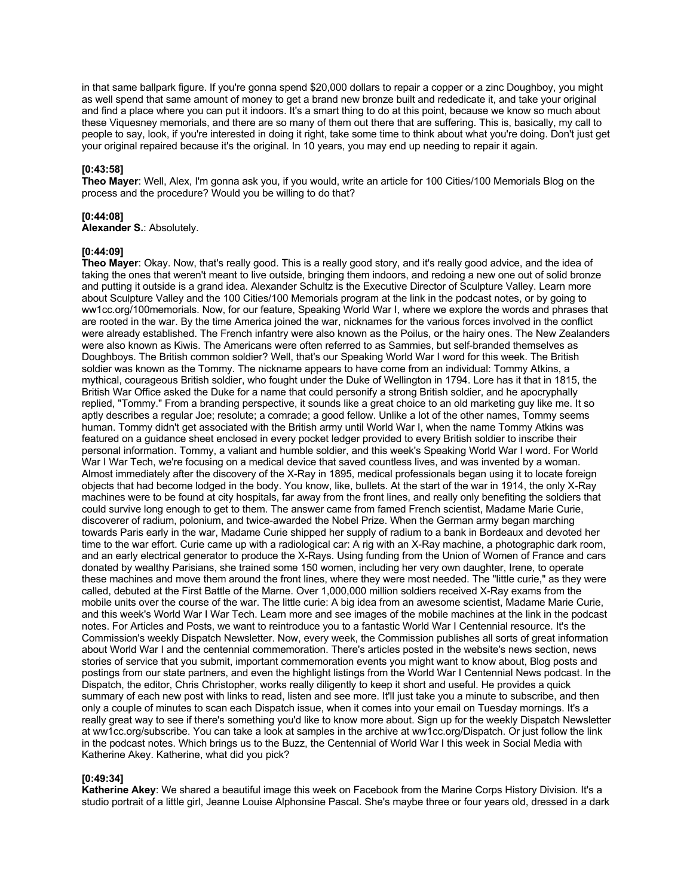in that same ballpark figure. If you're gonna spend $20,000 dollars to repair a copper or a zinc Doughboy, you might as well spend that same amount of money to get a brand new bronze built and rededicate it, and take your original and find a place where you can put it indoors. It's a smart thing to do at this point, because we know so much about these Viquesney memorials, and there are so many of them out there that are suffering. This is, basically, my call to people to say, look, if you're interested in doing it right, take some time to think about what you're doing. Don't just get your original repaired because it's the original. In 10 years, you may end up needing to repair it again.

**[0:43:58]**
**Theo Mayer**: Well, Alex, I'm gonna ask you, if you would, write an article for 100 Cities/100 Memorials Blog on the process and the procedure? Would you be willing to do that?

**[0:44:08]**
**Alexander S.**: Absolutely.

**[0:44:09]**
**Theo Mayer**: Okay. Now, that's really good. This is a really good story, and it's really good advice, and the idea of taking the ones that weren't meant to live outside, bringing them indoors, and redoing a new one out of solid bronze and putting it outside is a grand idea. Alexander Schultz is the Executive Director of Sculpture Valley. Learn more about Sculpture Valley and the 100 Cities/100 Memorials program at the link in the podcast notes, or by going to ww1cc.org/100memorials. Now, for our feature, Speaking World War I, where we explore the words and phrases that are rooted in the war. By the time America joined the war, nicknames for the various forces involved in the conflict were already established. The French infantry were also known as the Poilus, or the hairy ones. The New Zealanders were also known as Kiwis. The Americans were often referred to as Sammies, but self-branded themselves as Doughboys. The British common soldier? Well, that's our Speaking World War I word for this week. The British soldier was known as the Tommy. The nickname appears to have come from an individual: Tommy Atkins, a mythical, courageous British soldier, who fought under the Duke of Wellington in 1794. Lore has it that in 1815, the British War Office asked the Duke for a name that could personify a strong British soldier, and he apocryphally replied, "Tommy." From a branding perspective, it sounds like a great choice to an old marketing guy like me. It so aptly describes a regular Joe; resolute; a comrade; a good fellow. Unlike a lot of the other names, Tommy seems human. Tommy didn't get associated with the British army until World War I, when the name Tommy Atkins was featured on a guidance sheet enclosed in every pocket ledger provided to every British soldier to inscribe their personal information. Tommy, a valiant and humble soldier, and this week's Speaking World War I word. For World War I War Tech, we're focusing on a medical device that saved countless lives, and was invented by a woman. Almost immediately after the discovery of the X-Ray in 1895, medical professionals began using it to locate foreign objects that had become lodged in the body. You know, like, bullets. At the start of the war in 1914, the only X-Ray machines were to be found at city hospitals, far away from the front lines, and really only benefiting the soldiers that could survive long enough to get to them. The answer came from famed French scientist, Madame Marie Curie, discoverer of radium, polonium, and twice-awarded the Nobel Prize. When the German army began marching towards Paris early in the war, Madame Curie shipped her supply of radium to a bank in Bordeaux and devoted her time to the war effort. Curie came up with a radiological car: A rig with an X-Ray machine, a photographic dark room, and an early electrical generator to produce the X-Rays. Using funding from the Union of Women of France and cars donated by wealthy Parisians, she trained some 150 women, including her very own daughter, Irene, to operate these machines and move them around the front lines, where they were most needed. The "little curie," as they were called, debuted at the First Battle of the Marne. Over 1,000,000 million soldiers received X-Ray exams from the mobile units over the course of the war. The little curie: A big idea from an awesome scientist, Madame Marie Curie, and this week's World War I War Tech. Learn more and see images of the mobile machines at the link in the podcast notes. For Articles and Posts, we want to reintroduce you to a fantastic World War I Centennial resource. It's the Commission's weekly Dispatch Newsletter. Now, every week, the Commission publishes all sorts of great information about World War I and the centennial commemoration. There's articles posted in the website's news section, news stories of service that you submit, important commemoration events you might want to know about, Blog posts and postings from our state partners, and even the highlight listings from the World War I Centennial News podcast. In the Dispatch, the editor, Chris Christopher, works really diligently to keep it short and useful. He provides a quick summary of each new post with links to read, listen and see more. It'll just take you a minute to subscribe, and then only a couple of minutes to scan each Dispatch issue, when it comes into your email on Tuesday mornings. It's a really great way to see if there's something you'd like to know more about. Sign up for the weekly Dispatch Newsletter at ww1cc.org/subscribe. You can take a look at samples in the archive at ww1cc.org/Dispatch. Or just follow the link in the podcast notes. Which brings us to the Buzz, the Centennial of World War I this week in Social Media with Katherine Akey. Katherine, what did you pick?

**[0:49:34]**
**Katherine Akey**: We shared a beautiful image this week on Facebook from the Marine Corps History Division. It's a studio portrait of a little girl, Jeanne Louise Alphonsine Pascal. She's maybe three or four years old, dressed in a dark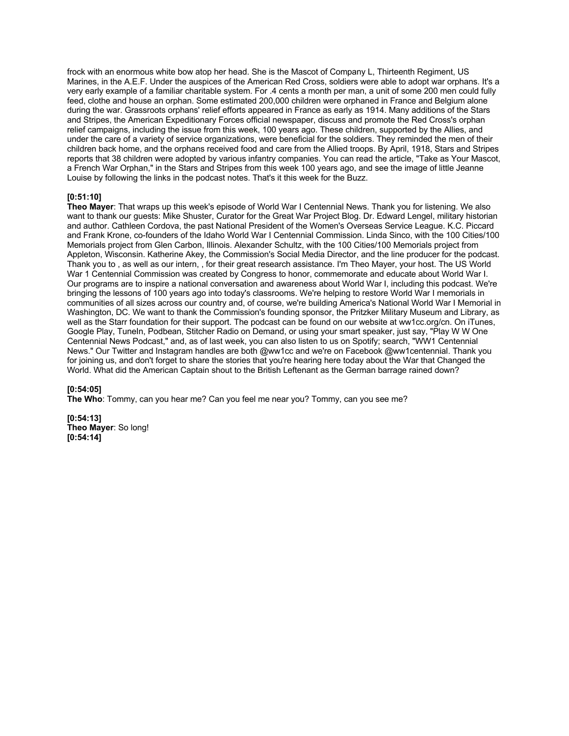frock with an enormous white bow atop her head. She is the Mascot of Company L, Thirteenth Regiment, US Marines, in the A.E.F. Under the auspices of the American Red Cross, soldiers were able to adopt war orphans. It's a very early example of a familiar charitable system. For .4 cents a month per man, a unit of some 200 men could fully feed, clothe and house an orphan. Some estimated 200,000 children were orphaned in France and Belgium alone during the war. Grassroots orphans' relief efforts appeared in France as early as 1914. Many additions of the Stars and Stripes, the American Expeditionary Forces official newspaper, discuss and promote the Red Cross's orphan relief campaigns, including the issue from this week, 100 years ago. These children, supported by the Allies, and under the care of a variety of service organizations, were beneficial for the soldiers. They reminded the men of their children back home, and the orphans received food and care from the Allied troops. By April, 1918, Stars and Stripes reports that 38 children were adopted by various infantry companies. You can read the article, "Take as Your Mascot, a French War Orphan," in the Stars and Stripes from this week 100 years ago, and see the image of little Jeanne Louise by following the links in the podcast notes. That's it this week for the Buzz.

**[0:51:10]**
**Theo Mayer**: That wraps up this week's episode of World War I Centennial News. Thank you for listening. We also want to thank our guests: Mike Shuster, Curator for the Great War Project Blog. Dr. Edward Lengel, military historian and author. Cathleen Cordova, the past National President of the Women's Overseas Service League. K.C. Piccard and Frank Krone, co-founders of the Idaho World War I Centennial Commission. Linda Sinco, with the 100 Cities/100 Memorials project from Glen Carbon, Illinois. Alexander Schultz, with the 100 Cities/100 Memorials project from Appleton, Wisconsin. Katherine Akey, the Commission's Social Media Director, and the line producer for the podcast. Thank you to , as well as our intern, , for their great research assistance. I'm Theo Mayer, your host. The US World War 1 Centennial Commission was created by Congress to honor, commemorate and educate about World War I. Our programs are to inspire a national conversation and awareness about World War I, including this podcast. We're bringing the lessons of 100 years ago into today's classrooms. We're helping to restore World War I memorials in communities of all sizes across our country and, of course, we're building America's National World War I Memorial in Washington, DC. We want to thank the Commission's founding sponsor, the Pritzker Military Museum and Library, as well as the Starr foundation for their support. The podcast can be found on our website at ww1cc.org/cn. On iTunes, Google Play, TuneIn, Podbean, Stitcher Radio on Demand, or using your smart speaker, just say, "Play W W One Centennial News Podcast," and, as of last week, you can also listen to us on Spotify; search, "WW1 Centennial News." Our Twitter and Instagram handles are both @ww1cc and we're on Facebook @ww1centennial. Thank you for joining us, and don't forget to share the stories that you're hearing here today about the War that Changed the World. What did the American Captain shout to the British Leftenant as the German barrage rained down?

**[0:54:05]**
**The Who**: Tommy, can you hear me? Can you feel me near you? Tommy, can you see me?

**[0:54:13]**
**Theo Mayer**: So long!
**[0:54:14]**